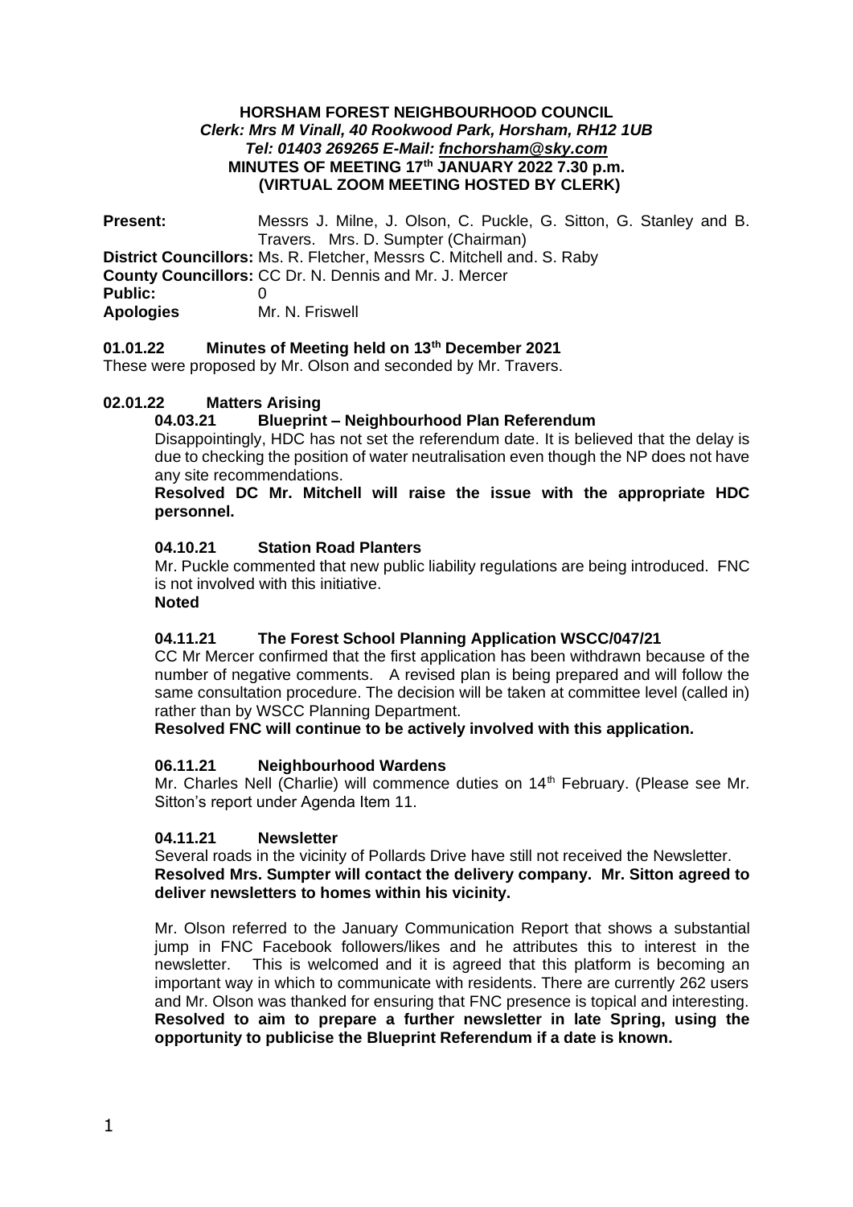**HORSHAM FOREST NEIGHBOURHOOD COUNCIL**
*Clerk: Mrs M Vinall, 40 Rookwood Park, Horsham, RH12 1UB*
*Tel: 01403 269265 E-Mail: fnchorsham@sky.com*
**MINUTES OF MEETING 17th JANUARY 2022 7.30 p.m.**
**(VIRTUAL ZOOM MEETING HOSTED BY CLERK)**

**Present:** Messrs J. Milne, J. Olson, C. Puckle, G. Sitton, G. Stanley and B. Travers. Mrs. D. Sumpter (Chairman)
**District Councillors:** Ms. R. Fletcher, Messrs C. Mitchell and. S. Raby
**County Councillors:** CC Dr. N. Dennis and Mr. J. Mercer
**Public:** 0
**Apologies** Mr. N. Friswell

**01.01.22 Minutes of Meeting held on 13th December 2021**

These were proposed by Mr. Olson and seconded by Mr. Travers.

**02.01.22 Matters Arising**

**04.03.21 Blueprint – Neighbourhood Plan Referendum**

Disappointingly, HDC has not set the referendum date. It is believed that the delay is due to checking the position of water neutralisation even though the NP does not have any site recommendations.

**Resolved DC Mr. Mitchell will raise the issue with the appropriate HDC personnel.**

**04.10.21 Station Road Planters**

Mr. Puckle commented that new public liability regulations are being introduced. FNC is not involved with this initiative.

**Noted**

**04.11.21 The Forest School Planning Application WSCC/047/21**

CC Mr Mercer confirmed that the first application has been withdrawn because of the number of negative comments. A revised plan is being prepared and will follow the same consultation procedure. The decision will be taken at committee level (called in) rather than by WSCC Planning Department.

**Resolved FNC will continue to be actively involved with this application.**

**06.11.21 Neighbourhood Wardens**

Mr. Charles Nell (Charlie) will commence duties on 14th February. (Please see Mr. Sitton's report under Agenda Item 11.

**04.11.21 Newsletter**

Several roads in the vicinity of Pollards Drive have still not received the Newsletter.

**Resolved Mrs. Sumpter will contact the delivery company. Mr. Sitton agreed to deliver newsletters to homes within his vicinity.**

Mr. Olson referred to the January Communication Report that shows a substantial jump in FNC Facebook followers/likes and he attributes this to interest in the newsletter. This is welcomed and it is agreed that this platform is becoming an important way in which to communicate with residents. There are currently 262 users and Mr. Olson was thanked for ensuring that FNC presence is topical and interesting.

**Resolved to aim to prepare a further newsletter in late Spring, using the opportunity to publicise the Blueprint Referendum if a date is known.**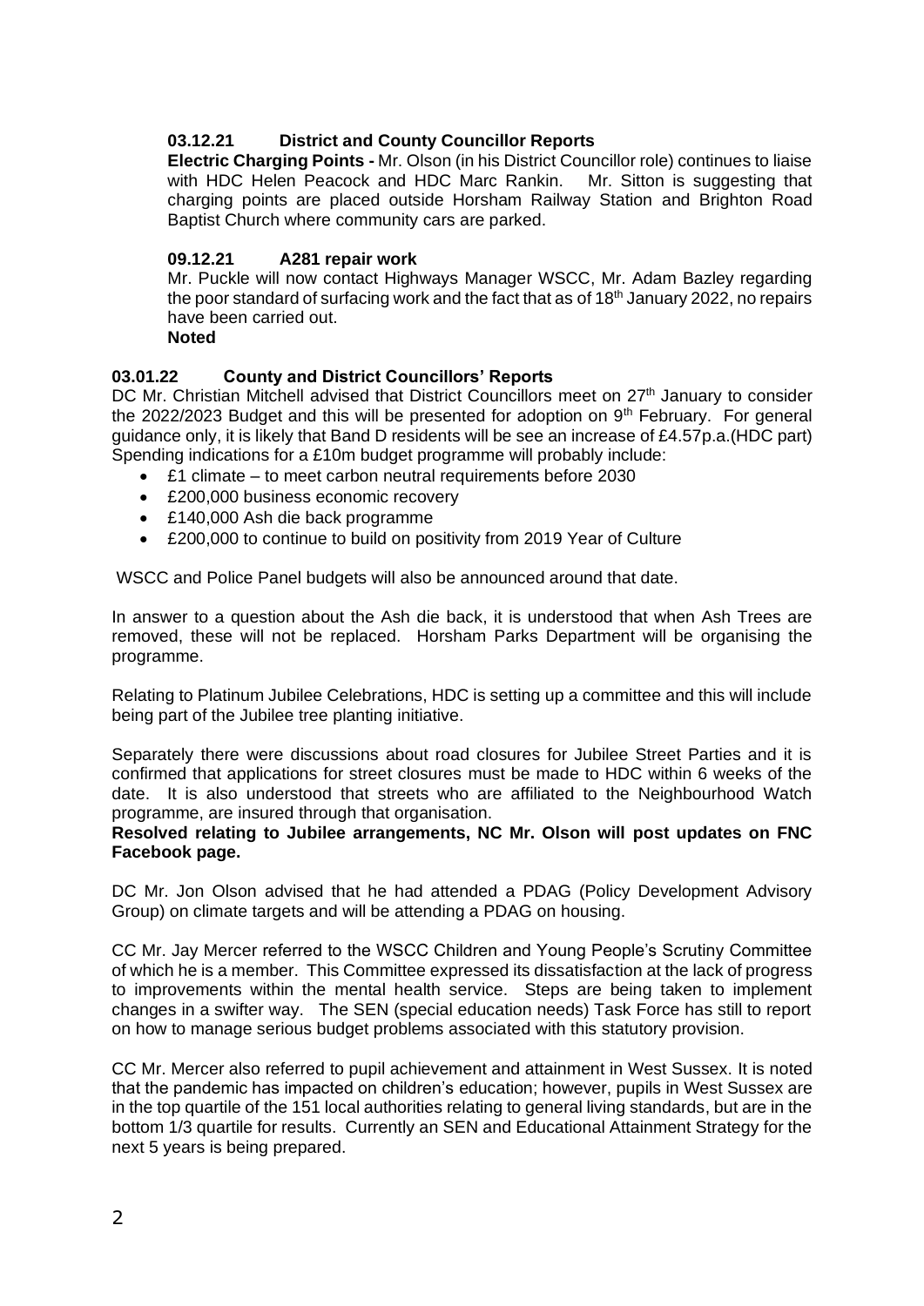### 03.12.21 District and County Councillor Reports

**Electric Charging Points -** Mr. Olson (in his District Councillor role) continues to liaise with HDC Helen Peacock and HDC Marc Rankin. Mr. Sitton is suggesting that charging points are placed outside Horsham Railway Station and Brighton Road Baptist Church where community cars are parked.

### 09.12.21 A281 repair work

Mr. Puckle will now contact Highways Manager WSCC, Mr. Adam Bazley regarding the poor standard of surfacing work and the fact that as of 18th January 2022, no repairs have been carried out.

**Noted**

### 03.01.22 County and District Councillors' Reports

DC Mr. Christian Mitchell advised that District Councillors meet on 27th January to consider the 2022/2023 Budget and this will be presented for adoption on 9th February. For general guidance only, it is likely that Band D residents will be see an increase of £4.57p.a.(HDC part) Spending indications for a £10m budget programme will probably include:

- £1 climate – to meet carbon neutral requirements before 2030
- £200,000 business economic recovery
- £140,000 Ash die back programme
- £200,000 to continue to build on positivity from 2019 Year of Culture

WSCC and Police Panel budgets will also be announced around that date.

In answer to a question about the Ash die back, it is understood that when Ash Trees are removed, these will not be replaced. Horsham Parks Department will be organising the programme.

Relating to Platinum Jubilee Celebrations, HDC is setting up a committee and this will include being part of the Jubilee tree planting initiative.

Separately there were discussions about road closures for Jubilee Street Parties and it is confirmed that applications for street closures must be made to HDC within 6 weeks of the date. It is also understood that streets who are affiliated to the Neighbourhood Watch programme, are insured through that organisation.

**Resolved relating to Jubilee arrangements, NC Mr. Olson will post updates on FNC Facebook page.**

DC Mr. Jon Olson advised that he had attended a PDAG (Policy Development Advisory Group) on climate targets and will be attending a PDAG on housing.

CC Mr. Jay Mercer referred to the WSCC Children and Young People's Scrutiny Committee of which he is a member. This Committee expressed its dissatisfaction at the lack of progress to improvements within the mental health service. Steps are being taken to implement changes in a swifter way. The SEN (special education needs) Task Force has still to report on how to manage serious budget problems associated with this statutory provision.

CC Mr. Mercer also referred to pupil achievement and attainment in West Sussex. It is noted that the pandemic has impacted on children's education; however, pupils in West Sussex are in the top quartile of the 151 local authorities relating to general living standards, but are in the bottom 1/3 quartile for results. Currently an SEN and Educational Attainment Strategy for the next 5 years is being prepared.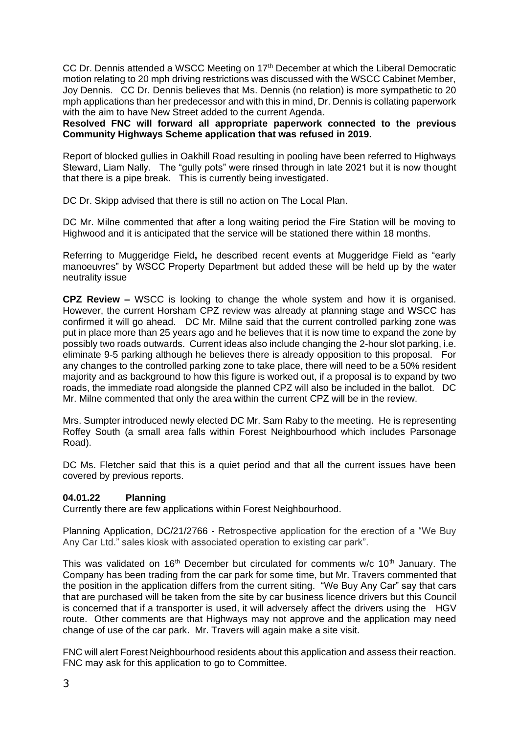CC Dr. Dennis attended a WSCC Meeting on 17th December at which the Liberal Democratic motion relating to 20 mph driving restrictions was discussed with the WSCC Cabinet Member, Joy Dennis. CC Dr. Dennis believes that Ms. Dennis (no relation) is more sympathetic to 20 mph applications than her predecessor and with this in mind, Dr. Dennis is collating paperwork with the aim to have New Street added to the current Agenda.

**Resolved FNC will forward all appropriate paperwork connected to the previous Community Highways Scheme application that was refused in 2019.**

Report of blocked gullies in Oakhill Road resulting in pooling have been referred to Highways Steward, Liam Nally. The "gully pots" were rinsed through in late 2021 but it is now thought that there is a pipe break. This is currently being investigated.

DC Dr. Skipp advised that there is still no action on The Local Plan.

DC Mr. Milne commented that after a long waiting period the Fire Station will be moving to Highwood and it is anticipated that the service will be stationed there within 18 months.

Referring to Muggeridge Field**,** he described recent events at Muggeridge Field as "early manoeuvres" by WSCC Property Department but added these will be held up by the water neutrality issue

**CPZ Review –** WSCC is looking to change the whole system and how it is organised. However, the current Horsham CPZ review was already at planning stage and WSCC has confirmed it will go ahead. DC Mr. Milne said that the current controlled parking zone was put in place more than 25 years ago and he believes that it is now time to expand the zone by possibly two roads outwards. Current ideas also include changing the 2-hour slot parking, i.e. eliminate 9-5 parking although he believes there is already opposition to this proposal. For any changes to the controlled parking zone to take place, there will need to be a 50% resident majority and as background to how this figure is worked out, if a proposal is to expand by two roads, the immediate road alongside the planned CPZ will also be included in the ballot. DC Mr. Milne commented that only the area within the current CPZ will be in the review.

Mrs. Sumpter introduced newly elected DC Mr. Sam Raby to the meeting. He is representing Roffey South (a small area falls within Forest Neighbourhood which includes Parsonage Road).

DC Ms. Fletcher said that this is a quiet period and that all the current issues have been covered by previous reports.

### 04.01.22 Planning

Currently there are few applications within Forest Neighbourhood.

Planning Application, DC/21/2766 - Retrospective application for the erection of a "We Buy Any Car Ltd." sales kiosk with associated operation to existing car park".

This was validated on 16th December but circulated for comments w/c 10th January. The Company has been trading from the car park for some time, but Mr. Travers commented that the position in the application differs from the current siting. "We Buy Any Car" say that cars that are purchased will be taken from the site by car business licence drivers but this Council is concerned that if a transporter is used, it will adversely affect the drivers using the HGV route. Other comments are that Highways may not approve and the application may need change of use of the car park. Mr. Travers will again make a site visit.

FNC will alert Forest Neighbourhood residents about this application and assess their reaction. FNC may ask for this application to go to Committee.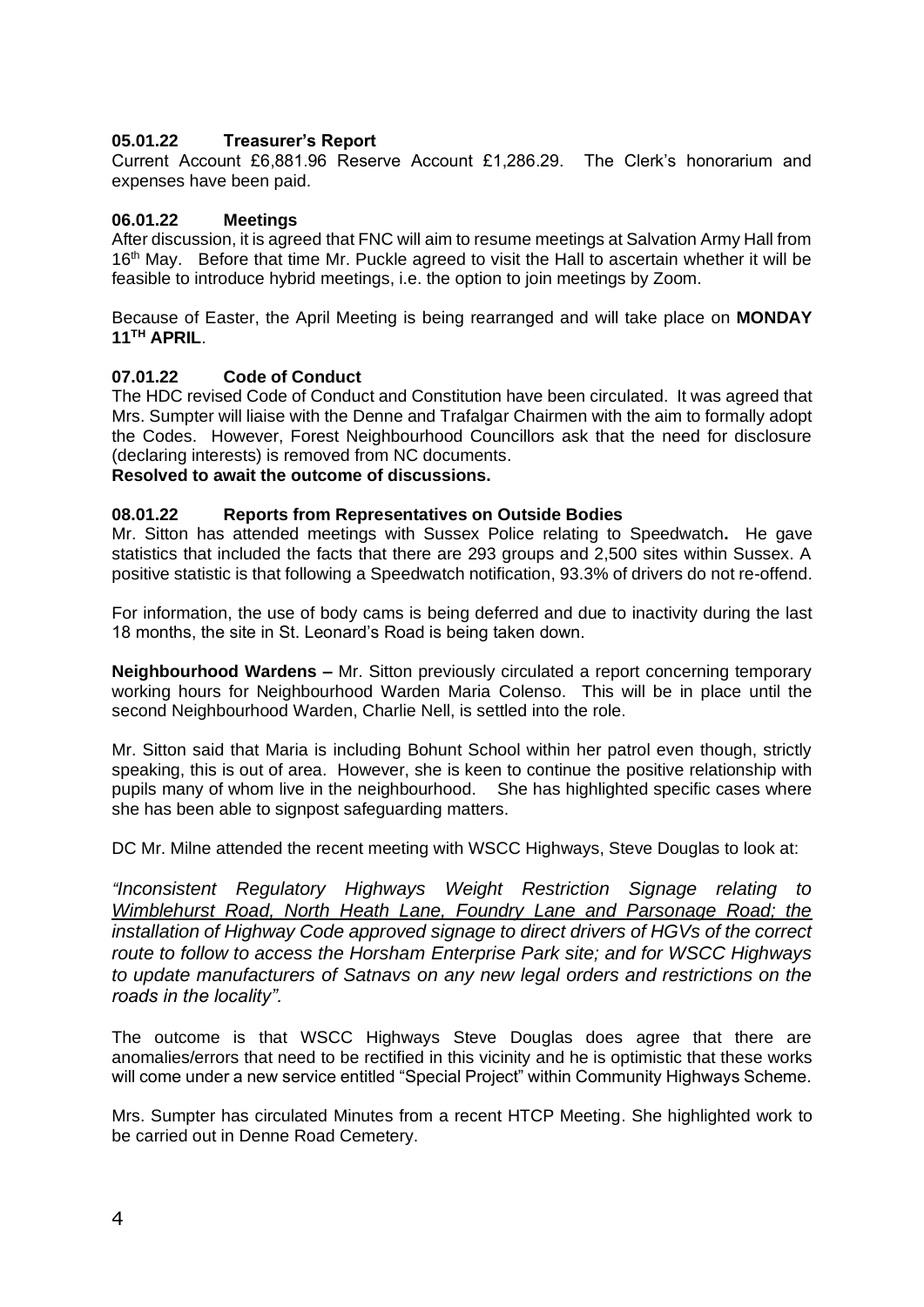### 05.01.22 Treasurer's Report

Current Account £6,881.96 Reserve Account £1,286.29. The Clerk's honorarium and expenses have been paid.

### 06.01.22 Meetings

After discussion, it is agreed that FNC will aim to resume meetings at Salvation Army Hall from 16th May. Before that time Mr. Puckle agreed to visit the Hall to ascertain whether it will be feasible to introduce hybrid meetings, i.e. the option to join meetings by Zoom.

Because of Easter, the April Meeting is being rearranged and will take place on **MONDAY 11TH APRIL**.

### 07.01.22 Code of Conduct

The HDC revised Code of Conduct and Constitution have been circulated. It was agreed that Mrs. Sumpter will liaise with the Denne and Trafalgar Chairmen with the aim to formally adopt the Codes. However, Forest Neighbourhood Councillors ask that the need for disclosure (declaring interests) is removed from NC documents.

**Resolved to await the outcome of discussions.**

### 08.01.22 Reports from Representatives on Outside Bodies

Mr. Sitton has attended meetings with Sussex Police relating to Speedwatch. He gave statistics that included the facts that there are 293 groups and 2,500 sites within Sussex. A positive statistic is that following a Speedwatch notification, 93.3% of drivers do not re-offend.

For information, the use of body cams is being deferred and due to inactivity during the last 18 months, the site in St. Leonard's Road is being taken down.

**Neighbourhood Wardens –** Mr. Sitton previously circulated a report concerning temporary working hours for Neighbourhood Warden Maria Colenso. This will be in place until the second Neighbourhood Warden, Charlie Nell, is settled into the role.

Mr. Sitton said that Maria is including Bohunt School within her patrol even though, strictly speaking, this is out of area. However, she is keen to continue the positive relationship with pupils many of whom live in the neighbourhood. She has highlighted specific cases where she has been able to signpost safeguarding matters.

DC Mr. Milne attended the recent meeting with WSCC Highways, Steve Douglas to look at:

*"Inconsistent Regulatory Highways Weight Restriction Signage relating to Wimblehurst Road, North Heath Lane, Foundry Lane and Parsonage Road; the installation of Highway Code approved signage to direct drivers of HGVs of the correct route to follow to access the Horsham Enterprise Park site; and for WSCC Highways to update manufacturers of Satnavs on any new legal orders and restrictions on the roads in the locality".*

The outcome is that WSCC Highways Steve Douglas does agree that there are anomalies/errors that need to be rectified in this vicinity and he is optimistic that these works will come under a new service entitled "Special Project" within Community Highways Scheme.

Mrs. Sumpter has circulated Minutes from a recent HTCP Meeting. She highlighted work to be carried out in Denne Road Cemetery.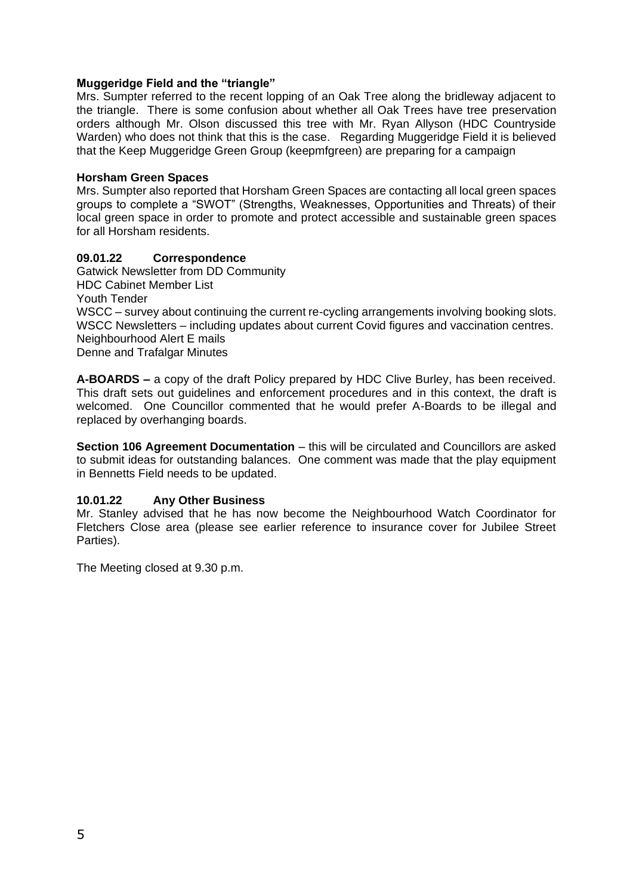**Muggeridge Field and the "triangle"**

Mrs. Sumpter referred to the recent lopping of an Oak Tree along the bridleway adjacent to the triangle. There is some confusion about whether all Oak Trees have tree preservation orders although Mr. Olson discussed this tree with Mr. Ryan Allyson (HDC Countryside Warden) who does not think that this is the case. Regarding Muggeridge Field it is believed that the Keep Muggeridge Green Group (keepmfgreen) are preparing for a campaign

**Horsham Green Spaces**

Mrs. Sumpter also reported that Horsham Green Spaces are contacting all local green spaces groups to complete a "SWOT" (Strengths, Weaknesses, Opportunities and Threats) of their local green space in order to promote and protect accessible and sustainable green spaces for all Horsham residents.

**09.01.22 Correspondence**

Gatwick Newsletter from DD Community
HDC Cabinet Member List
Youth Tender
WSCC – survey about continuing the current re-cycling arrangements involving booking slots.
WSCC Newsletters – including updates about current Covid figures and vaccination centres.
Neighbourhood Alert E mails
Denne and Trafalgar Minutes

**A-BOARDS –** a copy of the draft Policy prepared by HDC Clive Burley, has been received. This draft sets out guidelines and enforcement procedures and in this context, the draft is welcomed. One Councillor commented that he would prefer A-Boards to be illegal and replaced by overhanging boards.

**Section 106 Agreement Documentation** – this will be circulated and Councillors are asked to submit ideas for outstanding balances. One comment was made that the play equipment in Bennetts Field needs to be updated.

**10.01.22 Any Other Business**

Mr. Stanley advised that he has now become the Neighbourhood Watch Coordinator for Fletchers Close area (please see earlier reference to insurance cover for Jubilee Street Parties).

The Meeting closed at 9.30 p.m.